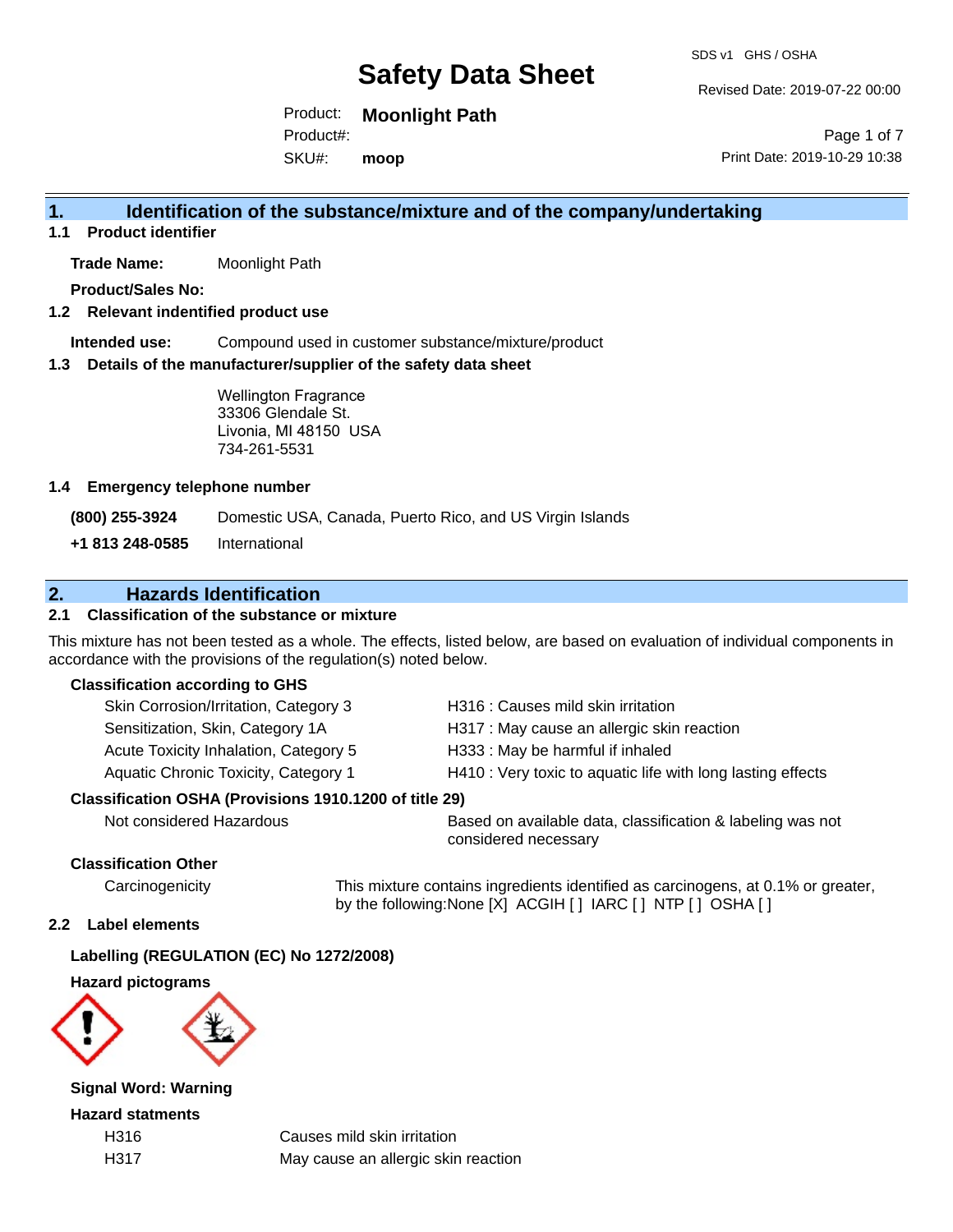# Safety Data Sheet

SDS v1 GHS / OSHA

Revised Date: 2019-07-22 00:00

Product: **Moonlight Path**
Product#:
SKU#: **moop**

Print Date: 2019-10-29 10:38

## 1. Identification of the substance/mixture and of the company/undertaking

### 1.1 Product identifier

**Trade Name:** Moonlight Path

**Product/Sales No:**

### 1.2 Relevant indentified product use

**Intended use:** Compound used in customer substance/mixture/product

### 1.3 Details of the manufacturer/supplier of the safety data sheet

Wellington Fragrance
33306 Glendale St.
Livonia, MI 48150 USA
734-261-5531

### 1.4 Emergency telephone number

**(800) 255-3924** Domestic USA, Canada, Puerto Rico, and US Virgin Islands

**+1 813 248-0585** International

## 2. Hazards Identification

### 2.1 Classification of the substance or mixture

This mixture has not been tested as a whole. The effects, listed below, are based on evaluation of individual components in accordance with the provisions of the regulation(s) noted below.

**Classification according to GHS**

| | |
|---|---|
| Skin Corrosion/Irritation, Category 3 | H316 : Causes mild skin irritation |
| Sensitization, Skin, Category 1A | H317 : May cause an allergic skin reaction |
| Acute Toxicity Inhalation, Category 5 | H333 : May be harmful if inhaled |
| Aquatic Chronic Toxicity, Category 1 | H410 : Very toxic to aquatic life with long lasting effects |

**Classification OSHA (Provisions 1910.1200 of title 29)**

| | |
|---|---|
| Not considered Hazardous | Based on available data, classification & labeling was not considered necessary |

**Classification Other**

| | |
|---|---|
| Carcinogenicity | This mixture contains ingredients identified as carcinogens, at 0.1% or greater, by the following:None [X] ACGIH [ ] IARC [ ] NTP [ ] OSHA [ ] |

### 2.2 Label elements

**Labelling (REGULATION (EC) No 1272/2008)**

**Hazard pictograms**

**Signal Word: Warning**

**Hazard statments**

| | |
|---|---|
| H316 | Causes mild skin irritation |
| H317 | May cause an allergic skin reaction |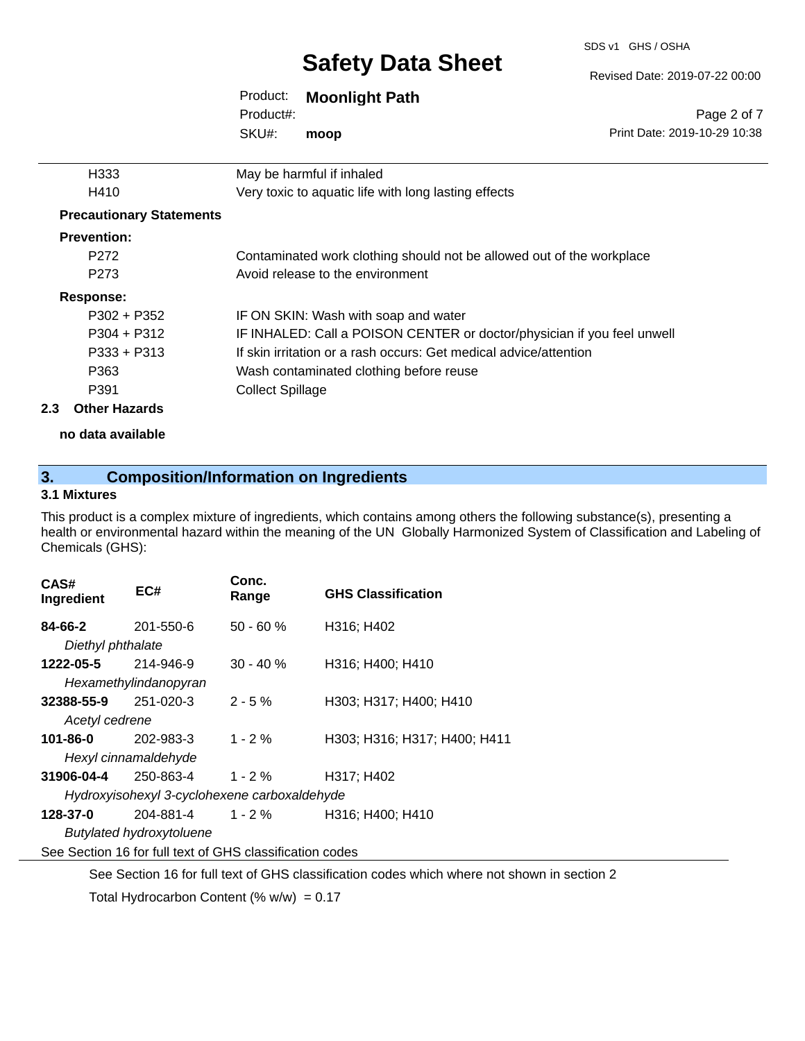| | |
|---|---|
| H333 | May be harmful if inhaled |
| H410 | Very toxic to aquatic life with long lasting effects |

**Precautionary Statements**

**Prevention:**

| | |
|---|---|
| P272 | Contaminated work clothing should not be allowed out of the workplace |
| P273 | Avoid release to the environment |

**Response:**

| | |
|---|---|
| P302 + P352 | IF ON SKIN: Wash with soap and water |
| P304 + P312 | IF INHALED: Call a POISON CENTER or doctor/physician if you feel unwell |
| P333 + P313 | If skin irritation or a rash occurs: Get medical advice/attention |
| P363 | Wash contaminated clothing before reuse |
| P391 | Collect Spillage |

### 2.3 Other Hazards

**no data available**

## 3. Composition/Information on Ingredients

### 3.1 Mixtures

This product is a complex mixture of ingredients, which contains among others the following substance(s), presenting a health or environmental hazard within the meaning of the UN Globally Harmonized System of Classification and Labeling of Chemicals (GHS):

| CAS# Ingredient | EC# | Conc. Range | GHS Classification |
|---|---|---|---|
| **84-66-2** | 201-550-6 | 50 - 60 % | H316; H402 |
| *Diethyl phthalate* | | | |
| **1222-05-5** | 214-946-9 | 30 - 40 % | H316; H400; H410 |
| *Hexamethylindanopyran* | | | |
| **32388-55-9** | 251-020-3 | 2 - 5 % | H303; H317; H400; H410 |
| *Acetyl cedrene* | | | |
| **101-86-0** | 202-983-3 | 1 - 2 % | H303; H316; H317; H400; H411 |
| *Hexyl cinnamaldehyde* | | | |
| **31906-04-4** | 250-863-4 | 1 - 2 % | H317; H402 |
| *Hydroxyisohexyl 3-cyclohexene carboxaldehyde* | | | |
| **128-37-0** | 204-881-4 | 1 - 2 % | H316; H400; H410 |
| *Butylated hydroxytoluene* | | | |

See Section 16 for full text of GHS classification codes

See Section 16 for full text of GHS classification codes which where not shown in section 2

Total Hydrocarbon Content (% w/w) = 0.17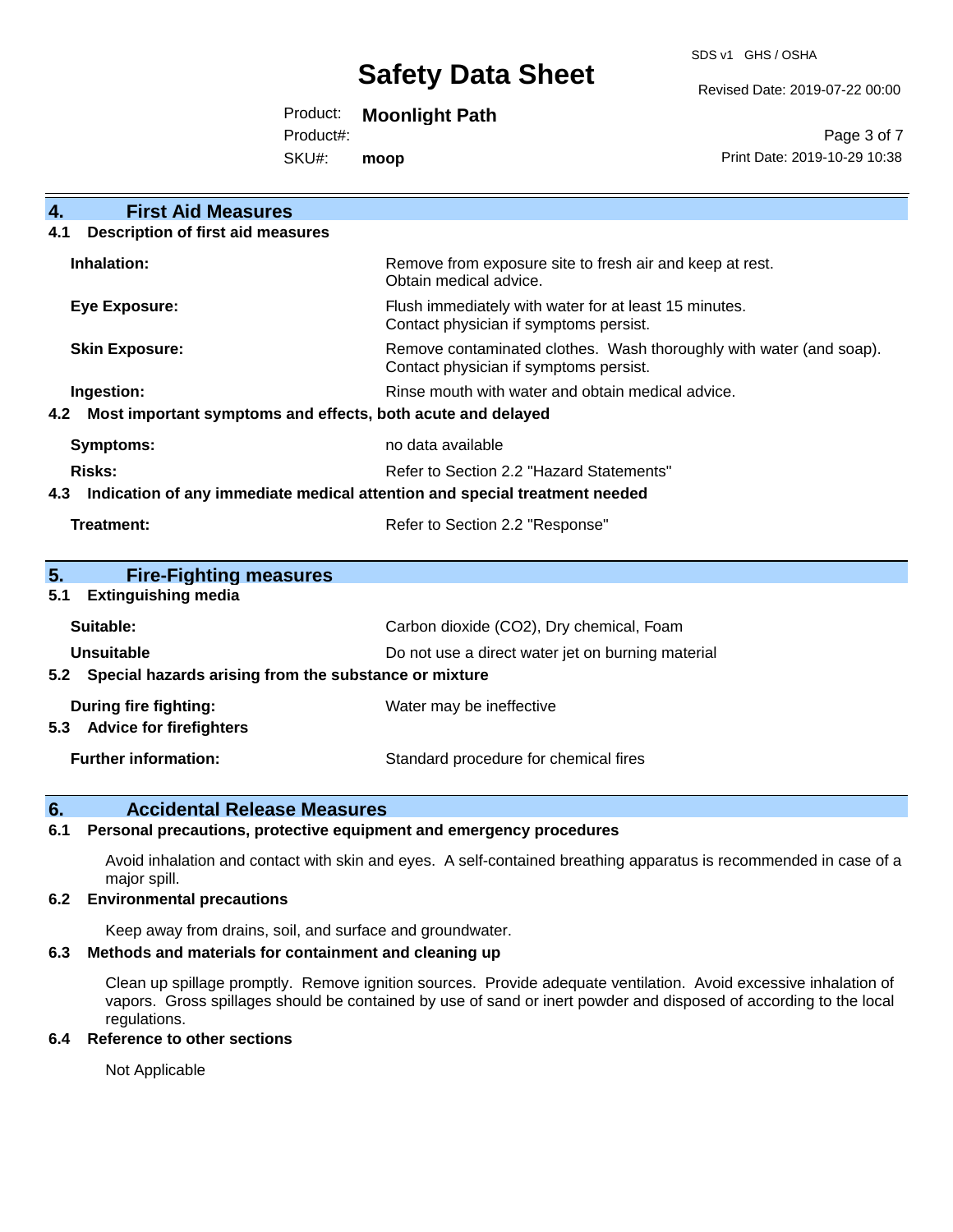## 4. First Aid Measures

### 4.1 Description of first aid measures

| | |
|---|---|
| **Inhalation:** | Remove from exposure site to fresh air and keep at rest. Obtain medical advice. |
| **Eye Exposure:** | Flush immediately with water for at least 15 minutes. Contact physician if symptoms persist. |
| **Skin Exposure:** | Remove contaminated clothes. Wash thoroughly with water (and soap). Contact physician if symptoms persist. |
| **Ingestion:** | Rinse mouth with water and obtain medical advice. |

### 4.2 Most important symptoms and effects, both acute and delayed

| | |
|---|---|
| **Symptoms:** | no data available |
| **Risks:** | Refer to Section 2.2 "Hazard Statements" |

### 4.3 Indication of any immediate medical attention and special treatment needed

| | |
|---|---|
| **Treatment:** | Refer to Section 2.2 "Response" |

## 5. Fire-Fighting measures

### 5.1 Extinguishing media

| | |
|---|---|
| **Suitable:** | Carbon dioxide ($CO_2$), Dry chemical, Foam |
| **Unsuitable** | Do not use a direct water jet on burning material |

### 5.2 Special hazards arising from the substance or mixture

| | |
|---|---|
| **During fire fighting:** | Water may be ineffective |

### 5.3 Advice for firefighters

| | |
|---|---|
| **Further information:** | Standard procedure for chemical fires |

## 6. Accidental Release Measures

### 6.1 Personal precautions, protective equipment and emergency procedures

Avoid inhalation and contact with skin and eyes. A self-contained breathing apparatus is recommended in case of a major spill.

### 6.2 Environmental precautions

Keep away from drains, soil, and surface and groundwater.

### 6.3 Methods and materials for containment and cleaning up

Clean up spillage promptly. Remove ignition sources. Provide adequate ventilation. Avoid excessive inhalation of vapors. Gross spillages should be contained by use of sand or inert powder and disposed of according to the local regulations.

### 6.4 Reference to other sections

Not Applicable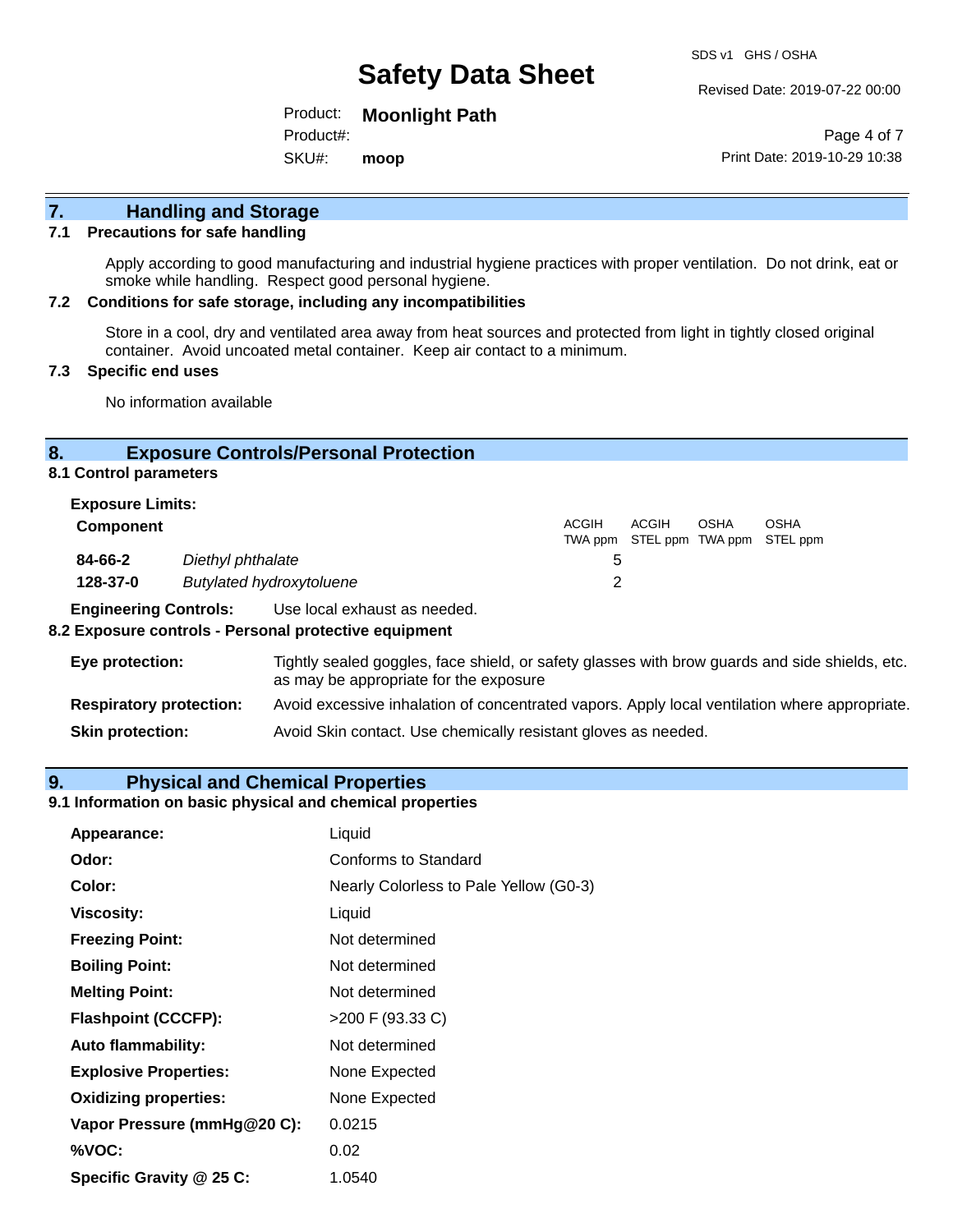## 7. Handling and Storage

### 7.1 Precautions for safe handling

Apply according to good manufacturing and industrial hygiene practices with proper ventilation. Do not drink, eat or smoke while handling. Respect good personal hygiene.

### 7.2 Conditions for safe storage, including any incompatibilities

Store in a cool, dry and ventilated area away from heat sources and protected from light in tightly closed original container. Avoid uncoated metal container. Keep air contact to a minimum.

### 7.3 Specific end uses

No information available

## 8. Exposure Controls/Personal Protection

### 8.1 Control parameters

**Exposure Limits:**

| Component | | ACGIH TWA ppm | ACGIH STEL ppm | OSHA TWA ppm | OSHA STEL ppm |
|---|---|---|---|---|---|
| **84-66-2** | *Diethyl phthalate* | 5 | | | |
| **128-37-0** | *Butylated hydroxytoluene* | 2 | | | |

**Engineering Controls:** Use local exhaust as needed.

### 8.2 Exposure controls - Personal protective equipment

**Eye protection:** Tightly sealed goggles, face shield, or safety glasses with brow guards and side shields, etc. as may be appropriate for the exposure

**Respiratory protection:** Avoid excessive inhalation of concentrated vapors. Apply local ventilation where appropriate.

**Skin protection:** Avoid Skin contact. Use chemically resistant gloves as needed.

## 9. Physical and Chemical Properties

### 9.1 Information on basic physical and chemical properties

| | |
|---|---|
| **Appearance:** | Liquid |
| **Odor:** | Conforms to Standard |
| **Color:** | Nearly Colorless to Pale Yellow (G0-3) |
| **Viscosity:** | Liquid |
| **Freezing Point:** | Not determined |
| **Boiling Point:** | Not determined |
| **Melting Point:** | Not determined |
| **Flashpoint (CCCFP):** | >200 F (93.33 C) |
| **Auto flammability:** | Not determined |
| **Explosive Properties:** | None Expected |
| **Oxidizing properties:** | None Expected |
| **Vapor Pressure (mmHg@20 C):** | 0.0215 |
| **%VOC:** | 0.02 |
| **Specific Gravity @ 25 C:** | 1.0540 |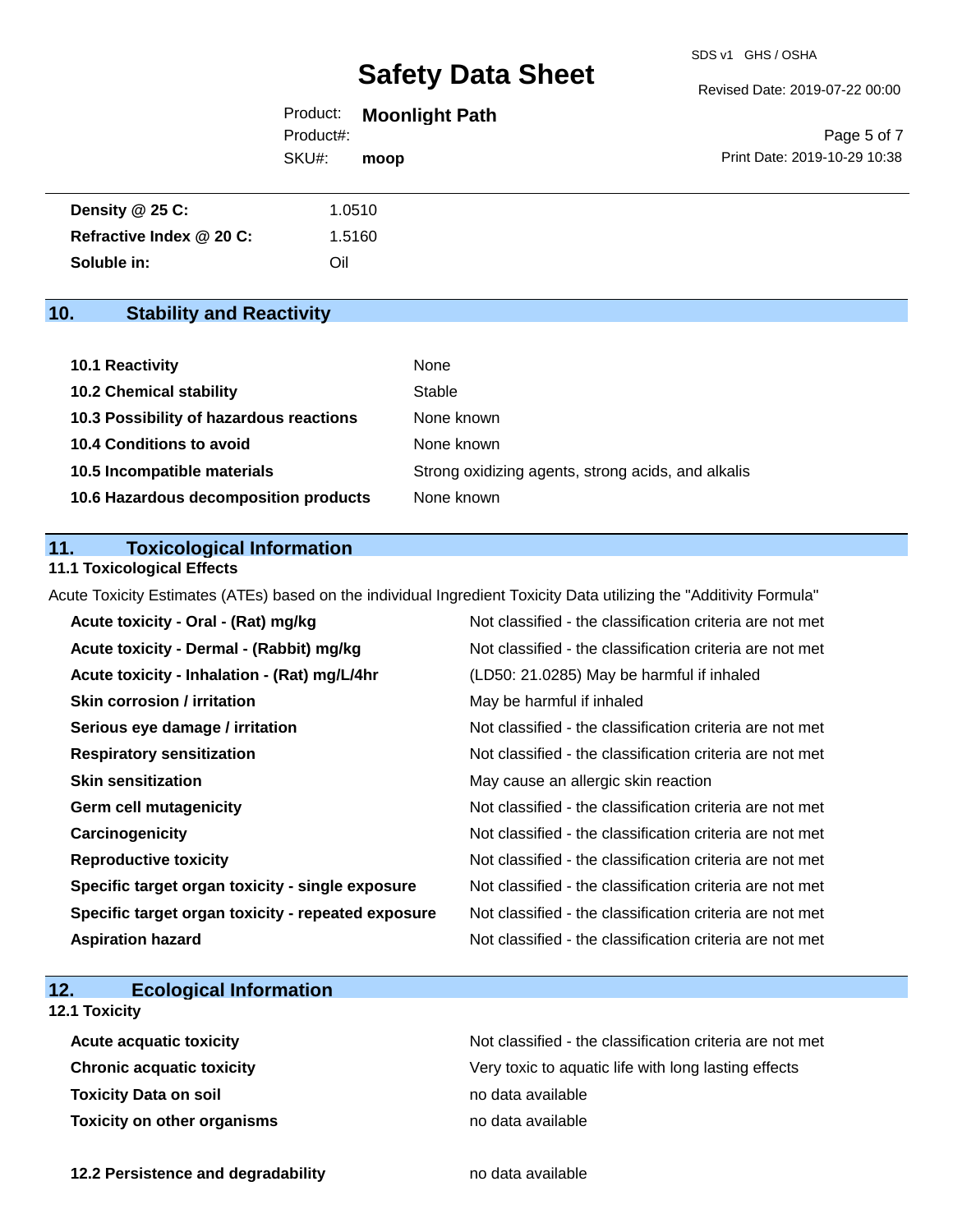| | |
|---|---|
| **Density @ 25 C:** | 1.0510 |
| **Refractive Index @ 20 C:** | 1.5160 |
| **Soluble in:** | Oil |

## 10. Stability and Reactivity

| | |
|---|---|
| **10.1 Reactivity** | None |
| **10.2 Chemical stability** | Stable |
| **10.3 Possibility of hazardous reactions** | None known |
| **10.4 Conditions to avoid** | None known |
| **10.5 Incompatible materials** | Strong oxidizing agents, strong acids, and alkalis |
| **10.6 Hazardous decomposition products** | None known |

## 11. Toxicological Information

### 11.1 Toxicological Effects

Acute Toxicity Estimates (ATEs) based on the individual Ingredient Toxicity Data utilizing the "Additivity Formula"

| | |
|---|---|
| **Acute toxicity - Oral - (Rat) mg/kg** | Not classified - the classification criteria are not met |
| **Acute toxicity - Dermal - (Rabbit) mg/kg** | Not classified - the classification criteria are not met |
| **Acute toxicity - Inhalation - (Rat) mg/L/4hr** | (LD50: 21.0285) May be harmful if inhaled |
| **Skin corrosion / irritation** | May be harmful if inhaled |
| **Serious eye damage / irritation** | Not classified - the classification criteria are not met |
| **Respiratory sensitization** | Not classified - the classification criteria are not met |
| **Skin sensitization** | May cause an allergic skin reaction |
| **Germ cell mutagenicity** | Not classified - the classification criteria are not met |
| **Carcinogenicity** | Not classified - the classification criteria are not met |
| **Reproductive toxicity** | Not classified - the classification criteria are not met |
| **Specific target organ toxicity - single exposure** | Not classified - the classification criteria are not met |
| **Specific target organ toxicity - repeated exposure** | Not classified - the classification criteria are not met |
| **Aspiration hazard** | Not classified - the classification criteria are not met |

## 12. Ecological Information

### 12.1 Toxicity

| | |
|---|---|
| **Acute acquatic toxicity** | Not classified - the classification criteria are not met |
| **Chronic acquatic toxicity** | Very toxic to aquatic life with long lasting effects |
| **Toxicity Data on soil** | no data available |
| **Toxicity on other organisms** | no data available |

| | |
|---|---|
| **12.2 Persistence and degradability** | no data available |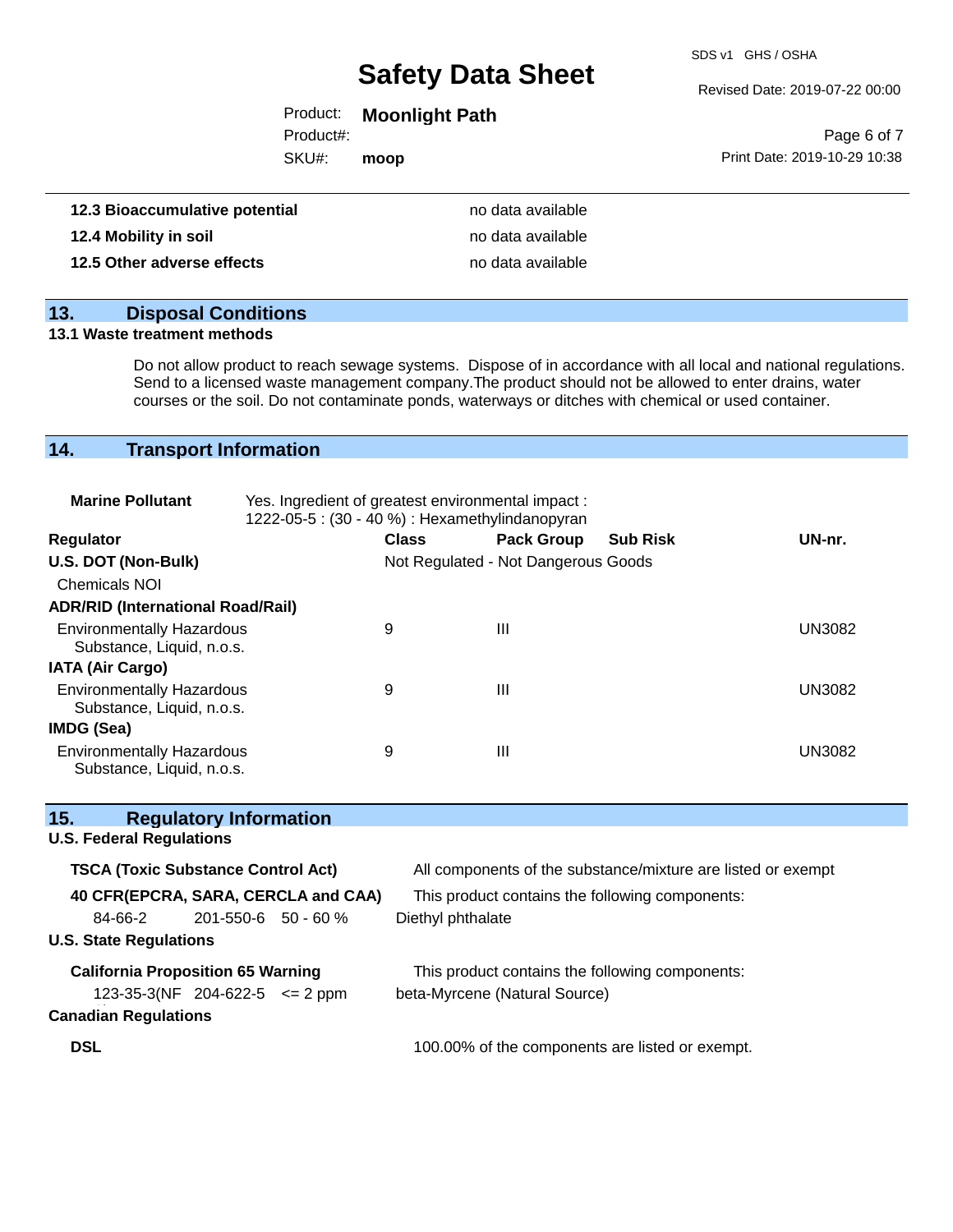| | |
|---|---|
| **12.3 Bioaccumulative potential** | no data available |
| **12.4 Mobility in soil** | no data available |
| **12.5 Other adverse effects** | no data available |

## 13. Disposal Conditions

### 13.1 Waste treatment methods

Do not allow product to reach sewage systems. Dispose of in accordance with all local and national regulations. Send to a licensed waste management company.The product should not be allowed to enter drains, water courses or the soil. Do not contaminate ponds, waterways or ditches with chemical or used container.

## 14. Transport Information

**Marine Pollutant** Yes. Ingredient of greatest environmental impact : 1222-05-5 : (30 - 40 %) : Hexamethylindanopyran

| Regulator | Class | Pack Group | Sub Risk | UN-nr. |
|---|---|---|---|---|
| **U.S. DOT (Non-Bulk)** | Not Regulated - Not Dangerous Goods | | | |
| Chemicals NOI | | | | |
| **ADR/RID (International Road/Rail)** | | | | |
| Environmentally Hazardous Substance, Liquid, n.o.s. | 9 | III | | UN3082 |
| **IATA (Air Cargo)** | | | | |
| Environmentally Hazardous Substance, Liquid, n.o.s. | 9 | III | | UN3082 |
| **IMDG (Sea)** | | | | |
| Environmentally Hazardous Substance, Liquid, n.o.s. | 9 | III | | UN3082 |

## 15. Regulatory Information

### U.S. Federal Regulations

**TSCA (Toxic Substance Control Act)** All components of the substance/mixture are listed or exempt

**40 CFR(EPCRA, SARA, CERCLA and CAA)** This product contains the following components:

| | | | |
|---|---|---|---|
| 84-66-2 | 201-550-6 | 50 - 60 % | Diethyl phthalate |

### U.S. State Regulations

**California Proposition 65 Warning** This product contains the following components:

| | | | |
|---|---|---|---|
| 123-35-3(NF | 204-622-5 | <= 2 ppm | beta-Myrcene (Natural Source) |

### Canadian Regulations

**DSL** 100.00% of the components are listed or exempt.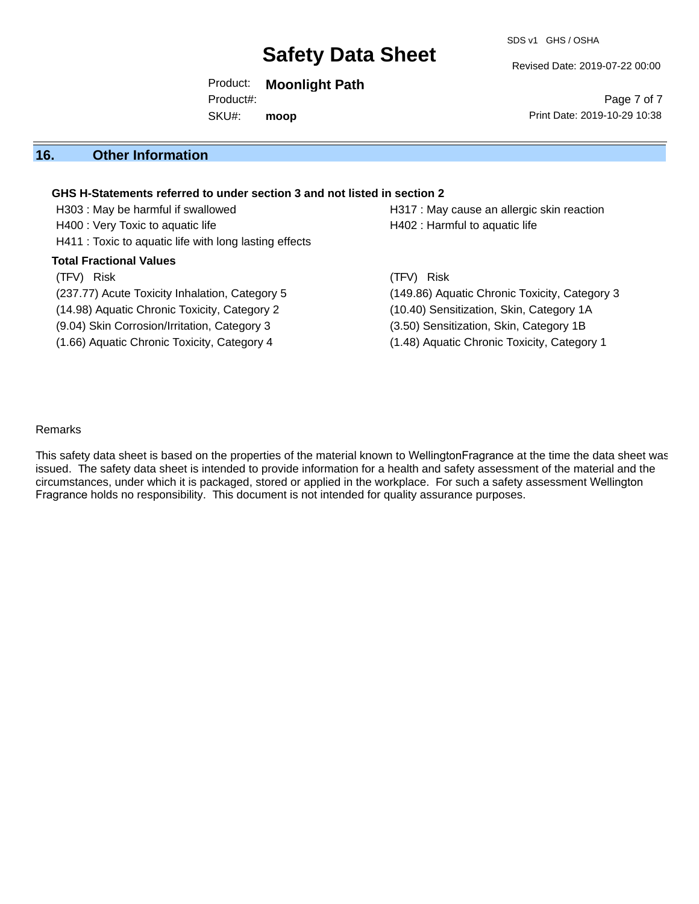## 16. Other Information

**GHS H-Statements referred to under section 3 and not listed in section 2**

H303 : May be harmful if swallowed

H317 : May cause an allergic skin reaction

H400 : Very Toxic to aquatic life

H402 : Harmful to aquatic life

H411 : Toxic to aquatic life with long lasting effects

**Total Fractional Values**

| (TFV) Risk | (TFV) Risk |
|---|---|
| (237.77) Acute Toxicity Inhalation, Category 5 | (149.86) Aquatic Chronic Toxicity, Category 3 |
| (14.98) Aquatic Chronic Toxicity, Category 2 | (10.40) Sensitization, Skin, Category 1A |
| (9.04) Skin Corrosion/Irritation, Category 3 | (3.50) Sensitization, Skin, Category 1B |
| (1.66) Aquatic Chronic Toxicity, Category 4 | (1.48) Aquatic Chronic Toxicity, Category 1 |

Remarks

This safety data sheet is based on the properties of the material known to WellingtonFragrance at the time the data sheet was issued. The safety data sheet is intended to provide information for a health and safety assessment of the material and the circumstances, under which it is packaged, stored or applied in the workplace. For such a safety assessment Wellington Fragrance holds no responsibility. This document is not intended for quality assurance purposes.